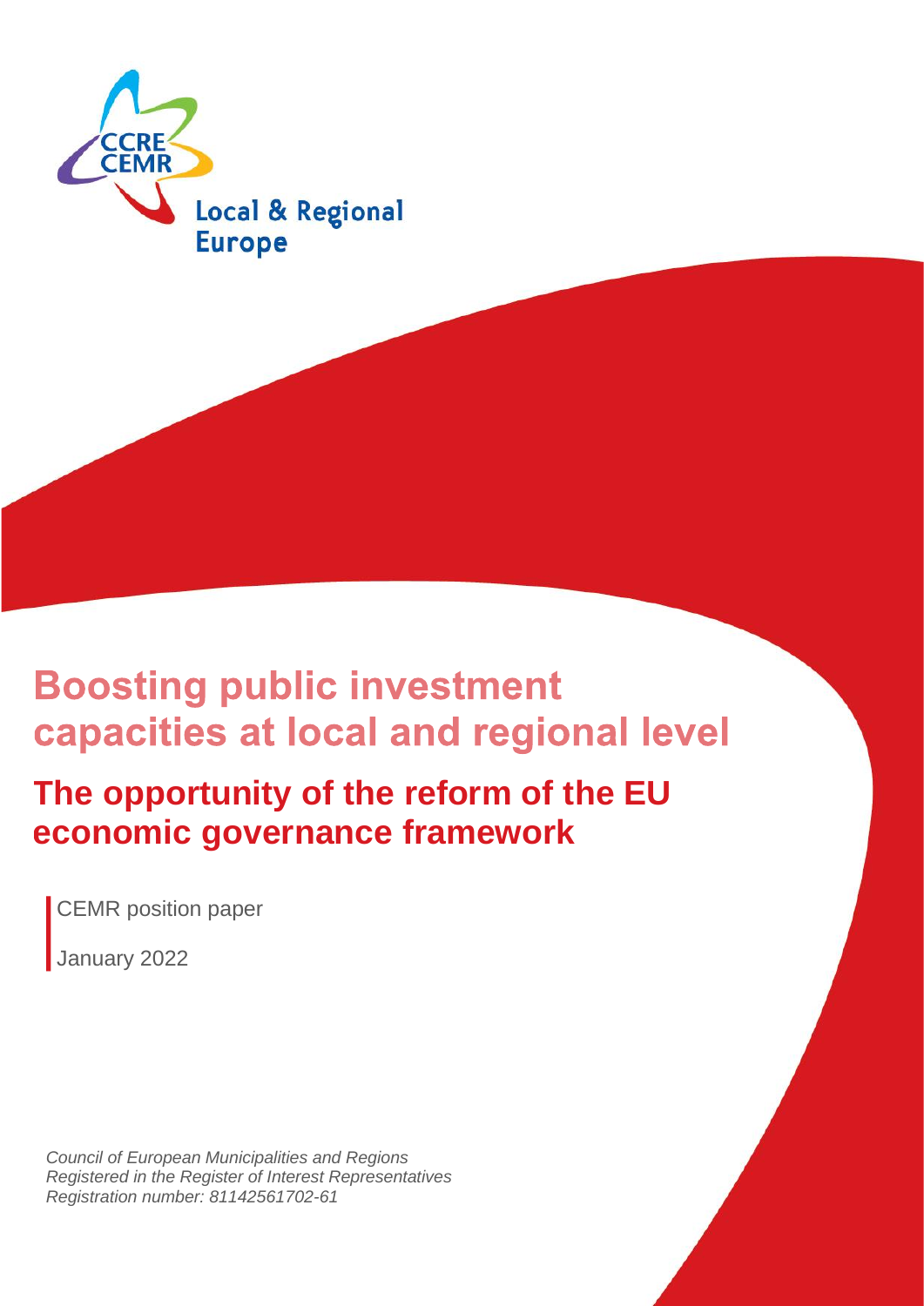CCRE
CEMR

Local & Regional Europe

# Boosting public investment capacities at local and regional level

## The opportunity of the reform of the EU economic governance framework

CEMR position paper

January 2022

*Council of European Municipalities and Regions*
*Registered in the Register of Interest Representatives*
*Registration number: 81142561702-61*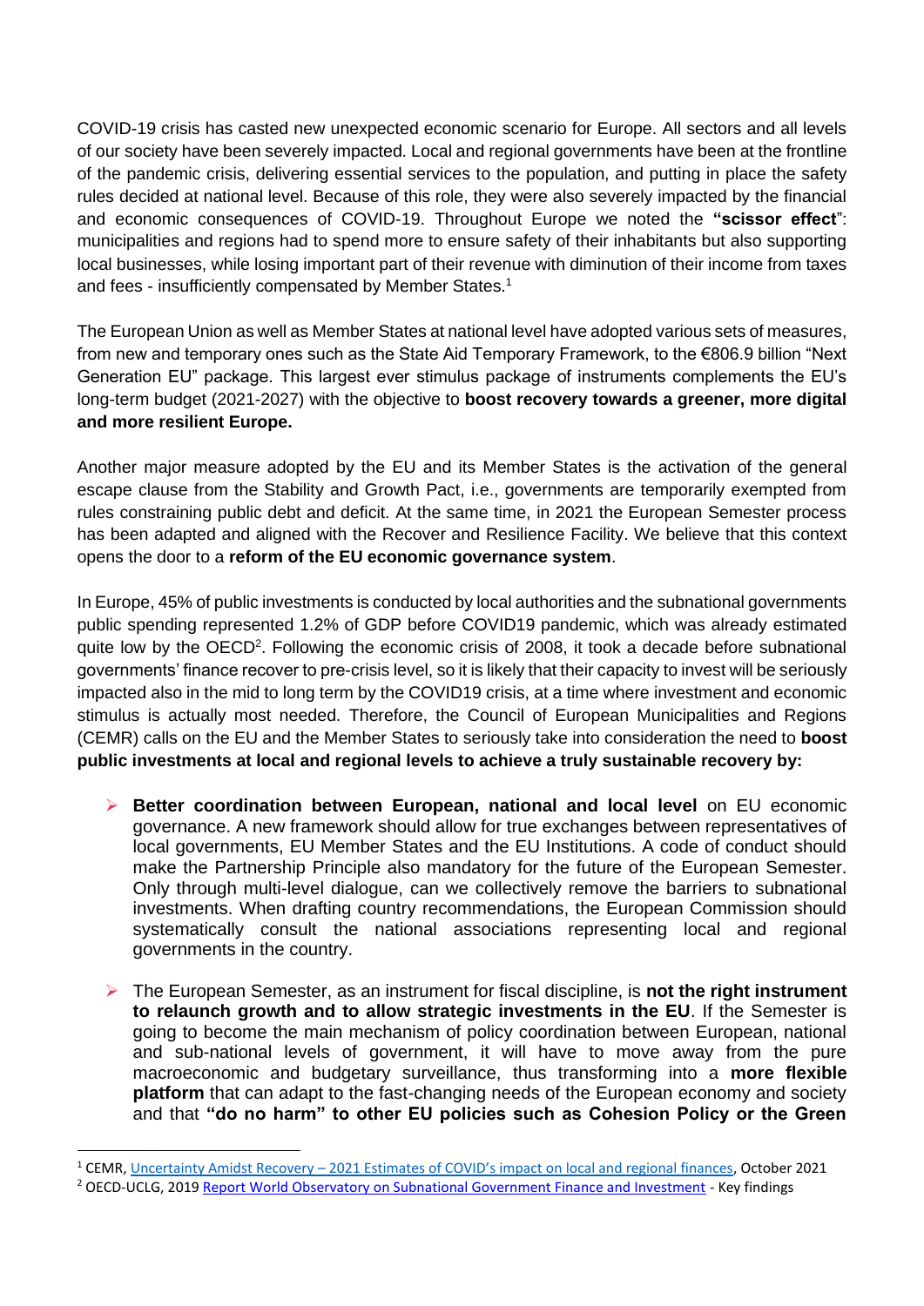COVID-19 crisis has casted new unexpected economic scenario for Europe. All sectors and all levels of our society have been severely impacted. Local and regional governments have been at the frontline of the pandemic crisis, delivering essential services to the population, and putting in place the safety rules decided at national level. Because of this role, they were also severely impacted by the financial and economic consequences of COVID-19. Throughout Europe we noted the **"scissor effect"**: municipalities and regions had to spend more to ensure safety of their inhabitants but also supporting local businesses, while losing important part of their revenue with diminution of their income from taxes and fees - insufficiently compensated by Member States.[1]

The European Union as well as Member States at national level have adopted various sets of measures, from new and temporary ones such as the State Aid Temporary Framework, to the €806.9 billion "Next Generation EU" package. This largest ever stimulus package of instruments complements the EU's long-term budget (2021-2027) with the objective to **boost recovery towards a greener, more digital and more resilient Europe.**

Another major measure adopted by the EU and its Member States is the activation of the general escape clause from the Stability and Growth Pact, i.e., governments are temporarily exempted from rules constraining public debt and deficit. At the same time, in 2021 the European Semester process has been adapted and aligned with the Recover and Resilience Facility. We believe that this context opens the door to a **reform of the EU economic governance system**.

In Europe, 45% of public investments is conducted by local authorities and the subnational governments public spending represented 1.2% of GDP before COVID19 pandemic, which was already estimated quite low by the OECD[2]. Following the economic crisis of 2008, it took a decade before subnational governments' finance recover to pre-crisis level, so it is likely that their capacity to invest will be seriously impacted also in the mid to long term by the COVID19 crisis, at a time where investment and economic stimulus is actually most needed. Therefore, the Council of European Municipalities and Regions (CEMR) calls on the EU and the Member States to seriously take into consideration the need to **boost public investments at local and regional levels to achieve a truly sustainable recovery by:**

- **Better coordination between European, national and local level** on EU economic governance. A new framework should allow for true exchanges between representatives of local governments, EU Member States and the EU Institutions. A code of conduct should make the Partnership Principle also mandatory for the future of the European Semester. Only through multi-level dialogue, can we collectively remove the barriers to subnational investments. When drafting country recommendations, the European Commission should systematically consult the national associations representing local and regional governments in the country.

- The European Semester, as an instrument for fiscal discipline, is **not the right instrument to relaunch growth and to allow strategic investments in the EU**. If the Semester is going to become the main mechanism of policy coordination between European, national and sub-national levels of government, it will have to move away from the pure macroeconomic and budgetary surveillance, thus transforming into a **more flexible platform** that can adapt to the fast-changing needs of the European economy and society and that **"do no harm" to other EU policies such as Cohesion Policy or the Green**

---

[1] CEMR, Uncertainty Amidst Recovery – 2021 Estimates of COVID's impact on local and regional finances, October 2021

[2] OECD-UCLG, 2019 Report World Observatory on Subnational Government Finance and Investment - Key findings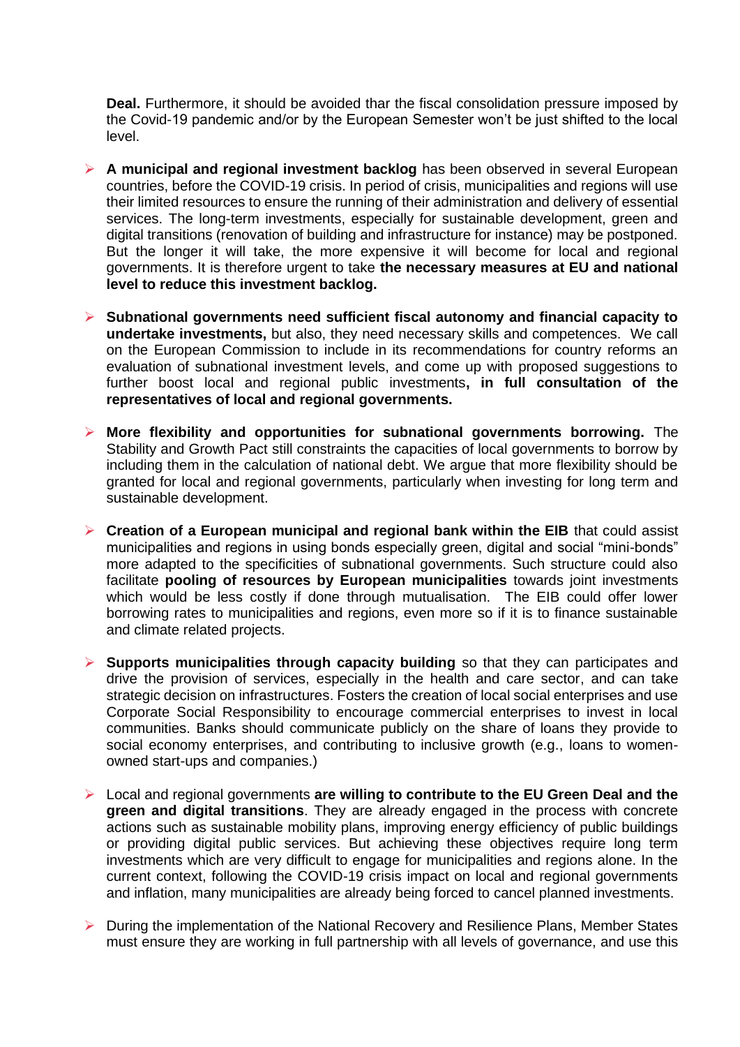**Deal.** Furthermore, it should be avoided thar the fiscal consolidation pressure imposed by the Covid-19 pandemic and/or by the European Semester won't be just shifted to the local level.

- **A municipal and regional investment backlog** has been observed in several European countries, before the COVID-19 crisis. In period of crisis, municipalities and regions will use their limited resources to ensure the running of their administration and delivery of essential services. The long-term investments, especially for sustainable development, green and digital transitions (renovation of building and infrastructure for instance) may be postponed. But the longer it will take, the more expensive it will become for local and regional governments. It is therefore urgent to take **the necessary measures at EU and national level to reduce this investment backlog.**

- **Subnational governments need sufficient fiscal autonomy and financial capacity to undertake investments,** but also, they need necessary skills and competences. We call on the European Commission to include in its recommendations for country reforms an evaluation of subnational investment levels, and come up with proposed suggestions to further boost local and regional public investments**, in full consultation of the representatives of local and regional governments.**

- **More flexibility and opportunities for subnational governments borrowing.** The Stability and Growth Pact still constraints the capacities of local governments to borrow by including them in the calculation of national debt. We argue that more flexibility should be granted for local and regional governments, particularly when investing for long term and sustainable development.

- **Creation of a European municipal and regional bank within the EIB** that could assist municipalities and regions in using bonds especially green, digital and social "mini-bonds" more adapted to the specificities of subnational governments. Such structure could also facilitate **pooling of resources by European municipalities** towards joint investments which would be less costly if done through mutualisation. The EIB could offer lower borrowing rates to municipalities and regions, even more so if it is to finance sustainable and climate related projects.

- **Supports municipalities through capacity building** so that they can participates and drive the provision of services, especially in the health and care sector, and can take strategic decision on infrastructures. Fosters the creation of local social enterprises and use Corporate Social Responsibility to encourage commercial enterprises to invest in local communities. Banks should communicate publicly on the share of loans they provide to social economy enterprises, and contributing to inclusive growth (e.g., loans to women-owned start-ups and companies.)

- Local and regional governments **are willing to contribute to the EU Green Deal and the green and digital transitions**. They are already engaged in the process with concrete actions such as sustainable mobility plans, improving energy efficiency of public buildings or providing digital public services. But achieving these objectives require long term investments which are very difficult to engage for municipalities and regions alone. In the current context, following the COVID-19 crisis impact on local and regional governments and inflation, many municipalities are already being forced to cancel planned investments.

- During the implementation of the National Recovery and Resilience Plans, Member States must ensure they are working in full partnership with all levels of governance, and use this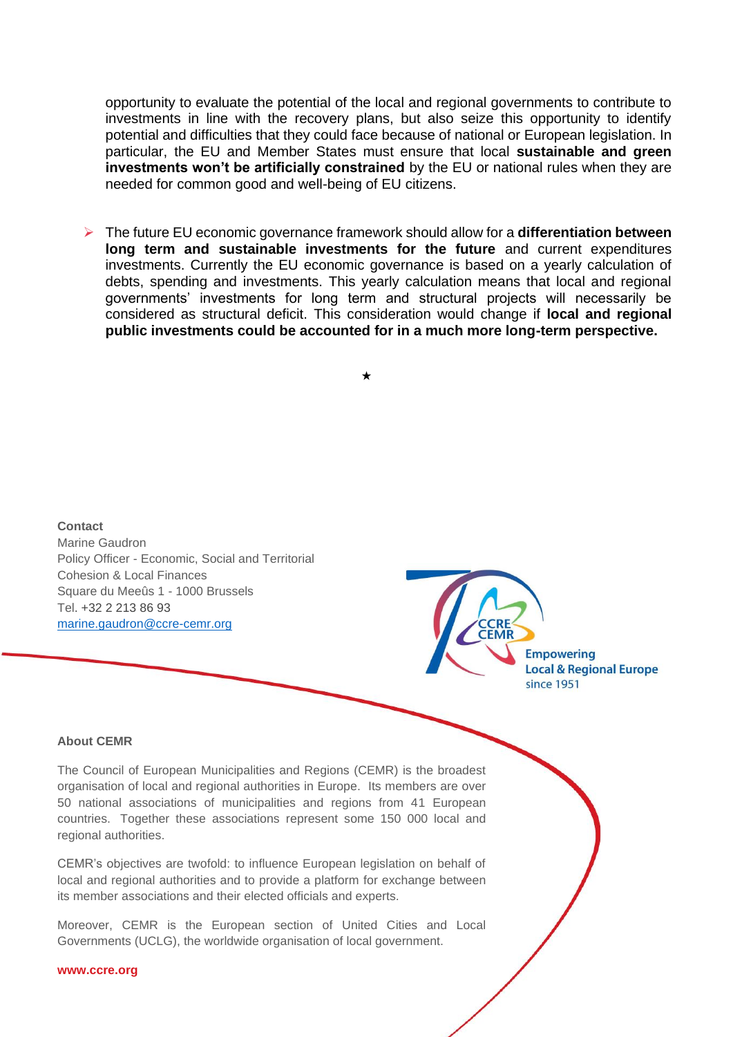opportunity to evaluate the potential of the local and regional governments to contribute to investments in line with the recovery plans, but also seize this opportunity to identify potential and difficulties that they could face because of national or European legislation. In particular, the EU and Member States must ensure that local **sustainable and green investments won't be artificially constrained** by the EU or national rules when they are needed for common good and well-being of EU citizens.

- The future EU economic governance framework should allow for a **differentiation between long term and sustainable investments for the future** and current expenditures investments. Currently the EU economic governance is based on a yearly calculation of debts, spending and investments. This yearly calculation means that local and regional governments' investments for long term and structural projects will necessarily be considered as structural deficit. This consideration would change if **local and regional public investments could be accounted for in a much more long-term perspective.**

★

**Contact**
Marine Gaudron
Policy Officer - Economic, Social and Territorial Cohesion & Local Finances
Square du Meeûs 1 - 1000 Brussels
Tel. +32 2 213 86 93
[marine.gaudron@ccre-cemr.org](mailto:marine.gaudron@ccre-cemr.org)

CCRE CEMR
Empowering Local & Regional Europe since 1951

**About CEMR**

The Council of European Municipalities and Regions (CEMR) is the broadest organisation of local and regional authorities in Europe. Its members are over 50 national associations of municipalities and regions from 41 European countries. Together these associations represent some 150 000 local and regional authorities.

CEMR's objectives are twofold: to influence European legislation on behalf of local and regional authorities and to provide a platform for exchange between its member associations and their elected officials and experts.

Moreover, CEMR is the European section of United Cities and Local Governments (UCLG), the worldwide organisation of local government.

**www.ccre.org**